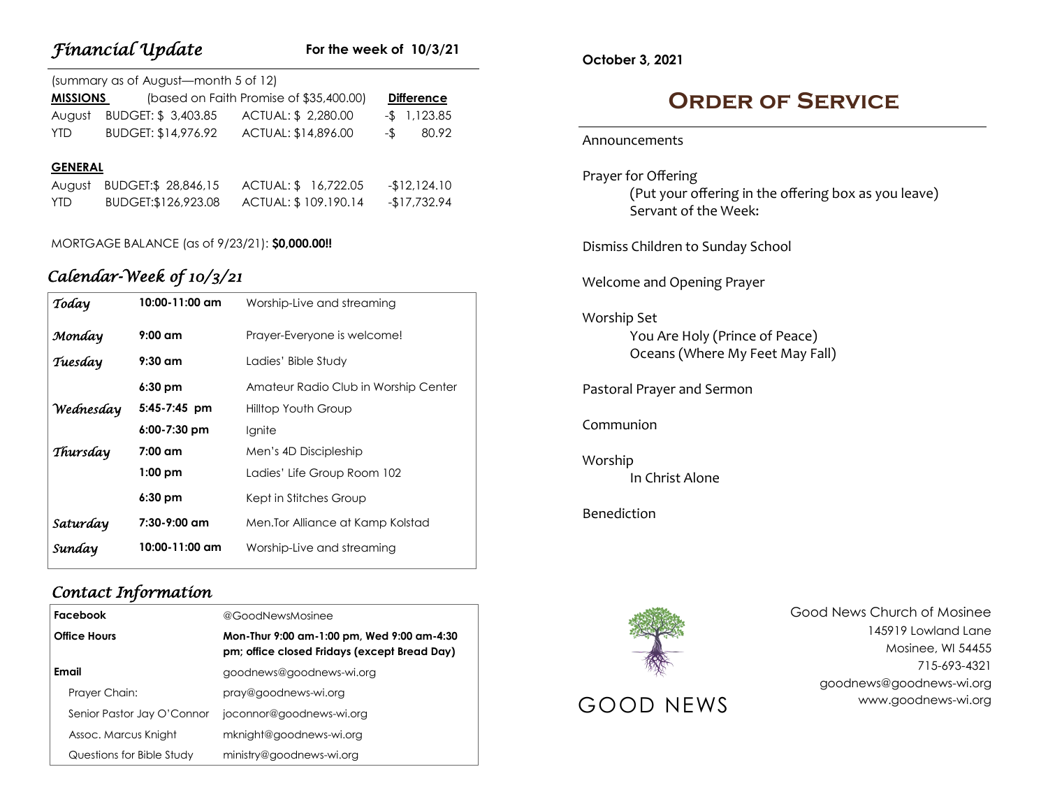## *Financial Update*

**For the week of 10/3/21**

(summary as of August—month 5 of 12)

| **MISSIONS** | (based on Faith Promise of $35,400.00) | | **Difference** |
|---|---|---|---|
| August | BUDGET: $ 3,403.85 | ACTUAL: $ 2,280.00 | -$ 1,123.85 |
| YTD | BUDGET: $14,976.92 | ACTUAL: $14,896.00 | -$ 80.92 |

| **GENERAL** | | | |
|---|---|---|---|
| August | BUDGET:$ 28,846,15 | ACTUAL: $ 16,722.05 | -$12,124.10 |
| YTD | BUDGET:$126,923.08 | ACTUAL: $ 109.190.14 | -$17,732.94 |

MORTGAGE BALANCE (as of 9/23/21): **$0,000.00!!**

## *Calendar-Week of 10/3/21*

| | | |
|---|---|---|
| *Today* | **10:00-11:00 am** | Worship-Live and streaming |
| *Monday* | **9:00 am** | Prayer-Everyone is welcome! |
| *Tuesday* | **9:30 am** | Ladies' Bible Study |
| | **6:30 pm** | Amateur Radio Club in Worship Center |
| *Wednesday* | **5:45-7:45 pm** | Hilltop Youth Group |
| | **6:00-7:30 pm** | Ignite |
| *Thursday* | **7:00 am** | Men's 4D Discipleship |
| | **1:00 pm** | Ladies' Life Group Room 102 |
| | **6:30 pm** | Kept in Stitches Group |
| *Saturday* | **7:30-9:00 am** | Men.Tor Alliance at Kamp Kolstad |
| *Sunday* | **10:00-11:00 am** | Worship-Live and streaming |

## *Contact Information*

| | |
|---|---|
| **Facebook** | @GoodNewsMosinee |
| **Office Hours** | **Mon-Thur 9:00 am-1:00 pm, Wed 9:00 am-4:30 pm; office closed Fridays (except Bread Day)** |
| **Email** | goodnews@goodnews-wi.org |
| Prayer Chain: | pray@goodnews-wi.org |
| Senior Pastor Jay O'Connor | joconnor@goodnews-wi.org |
| Assoc. Marcus Knight | mknight@goodnews-wi.org |
| Questions for Bible Study | ministry@goodnews-wi.org |

**October 3, 2021**

# Order of Service

Announcements

Prayer for Offering
- (Put your offering in the offering box as you leave)
- Servant of the Week:

Dismiss Children to Sunday School

Welcome and Opening Prayer

Worship Set
- You Are Holy (Prince of Peace)
- Oceans (Where My Feet May Fall)

Pastoral Prayer and Sermon

Communion

Worship
- In Christ Alone

Benediction

GOOD NEWS

Good News Church of Mosinee
145919 Lowland Lane
Mosinee, WI 54455
715-693-4321
goodnews@goodnews-wi.org
www.goodnews-wi.org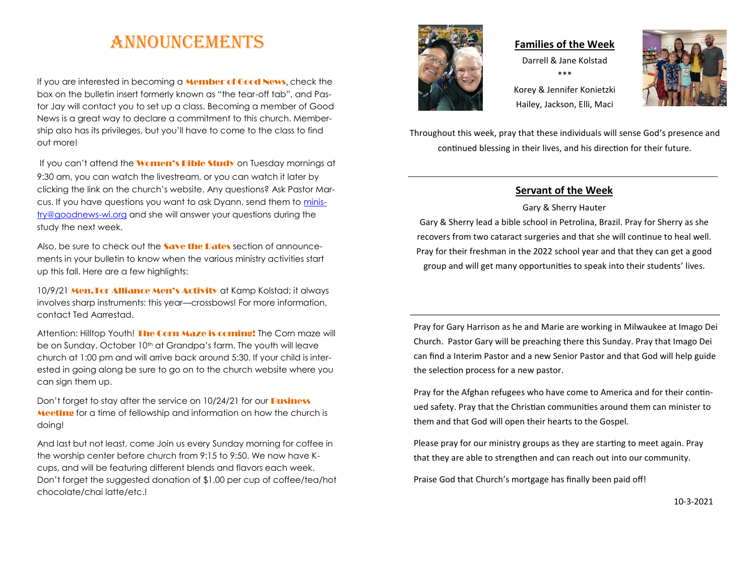# Announcements

If you are interested in becoming a **Member of Good News**, check the box on the bulletin insert formerly known as "the tear-off tab", and Pastor Jay will contact you to set up a class. Becoming a member of Good News is a great way to declare a commitment to this church. Membership also has its privileges, but you'll have to come to the class to find out more!

If you can't attend the **Women's Bible Study** on Tuesday mornings at 9:30 am, you can watch the livestream, or you can watch it later by clicking the link on the church's website. Any questions? Ask Pastor Marcus. If you have questions you want to ask Dyann, send them to ministry@goodnews-wi.org and she will answer your questions during the study the next week.

Also, be sure to check out the **Save the Dates** section of announcements in your bulletin to know when the various ministry activities start up this fall. Here are a few highlights:

10/9/21 **Men.For Alliance Men's Activity** at Kamp Kolstad; it always involves sharp instruments: this year—crossbows! For more information, contact Ted Aarrestad.

Attention: Hilltop Youth! **The Corn Maze is coming!** The Corn maze will be on Sunday, October 10th at Grandpa's farm. The youth will leave church at 1:00 pm and will arrive back around 5:30. If your child is interested in going along be sure to go on to the church website where you can sign them up.

Don't forget to stay after the service on 10/24/21 for our **Business Meeting** for a time of fellowship and information on how the church is doing!

And last but not least, come Join us every Sunday morning for coffee in the worship center before church from 9:15 to 9:50. We now have K-cups, and will be featuring different blends and flavors each week. Don't forget the suggested donation of $1.00 per cup of coffee/tea/hot chocolate/chai latte/etc.!

## Families of the Week

Darrell & Jane Kolstad

\*\*\*

Korey & Jennifer Konietzki
Hailey, Jackson, Elli, Maci

Throughout this week, pray that these individuals will sense God's presence and continued blessing in their lives, and his direction for their future.

---

## Servant of the Week

Gary & Sherry Hauter

Gary & Sherry lead a bible school in Petrolina, Brazil. Pray for Sherry as she recovers from two cataract surgeries and that she will continue to heal well. Pray for their freshman in the 2022 school year and that they can get a good group and will get many opportunities to speak into their students' lives.

---

Pray for Gary Harrison as he and Marie are working in Milwaukee at Imago Dei Church. Pastor Gary will be preaching there this Sunday. Pray that Imago Dei can find a Interim Pastor and a new Senior Pastor and that God will help guide the selection process for a new pastor.

Pray for the Afghan refugees who have come to America and for their continued safety. Pray that the Christian communities around them can minister to them and that God will open their hearts to the Gospel.

Please pray for our ministry groups as they are starting to meet again. Pray that they are able to strengthen and can reach out into our community.

Praise God that Church's mortgage has finally been paid off!

10-3-2021